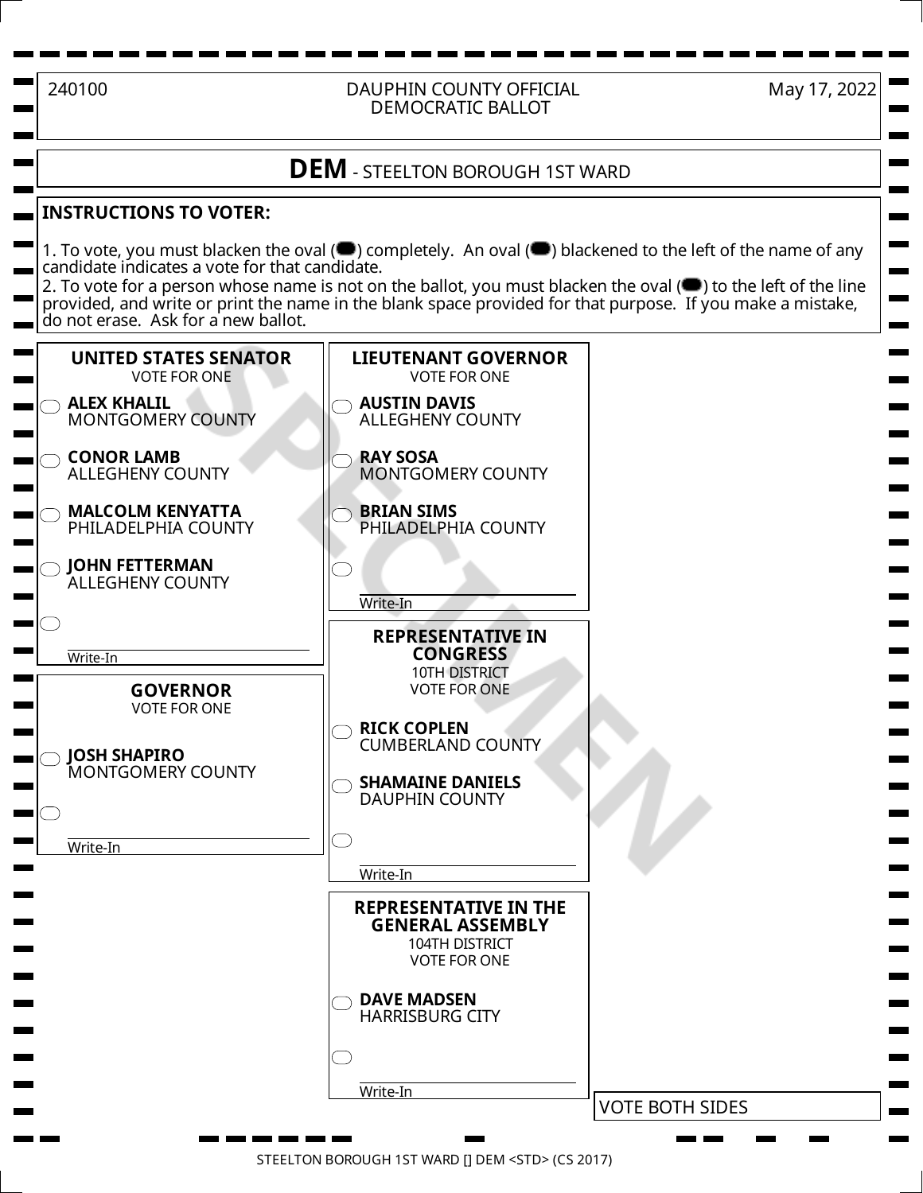240100

DAUPHIN COUNTY OFFICIAL
DEMOCRATIC BALLOT

May 17, 2022

# DEM - STEELTON BOROUGH 1ST WARD

**INSTRUCTIONS TO VOTER:**

1. To vote, you must blacken the oval (⬬) completely. An oval (⬬) blackened to the left of the name of any candidate indicates a vote for that candidate.
2. To vote for a person whose name is not on the ballot, you must blacken the oval (⬬) to the left of the line provided, and write or print the name in the blank space provided for that purpose. If you make a mistake, do not erase. Ask for a new ballot.

## UNITED STATES SENATOR
VOTE FOR ONE

- ⬭ **ALEX KHALIL** MONTGOMERY COUNTY
- ⬭ **CONOR LAMB** ALLEGHENY COUNTY
- ⬭ **MALCOLM KENYATTA** PHILADELPHIA COUNTY
- ⬭ **JOHN FETTERMAN** ALLEGHENY COUNTY
- ⬭ ______________ Write-In

## GOVERNOR
VOTE FOR ONE

- ⬭ **JOSH SHAPIRO** MONTGOMERY COUNTY
- ⬭ ______________ Write-In

## LIEUTENANT GOVERNOR
VOTE FOR ONE

- ⬭ **AUSTIN DAVIS** ALLEGHENY COUNTY
- ⬭ **RAY SOSA** MONTGOMERY COUNTY
- ⬭ **BRIAN SIMS** PHILADELPHIA COUNTY
- ⬭ ______________ Write-In

## REPRESENTATIVE IN CONGRESS
10TH DISTRICT
VOTE FOR ONE

- ⬭ **RICK COPLEN** CUMBERLAND COUNTY
- ⬭ **SHAMAINE DANIELS** DAUPHIN COUNTY
- ⬭ ______________ Write-In

## REPRESENTATIVE IN THE GENERAL ASSEMBLY
104TH DISTRICT
VOTE FOR ONE

- ⬭ **DAVE MADSEN** HARRISBURG CITY
- ⬭ ______________ Write-In

VOTE BOTH SIDES

STEELTON BOROUGH 1ST WARD [] DEM <STD> (CS 2017)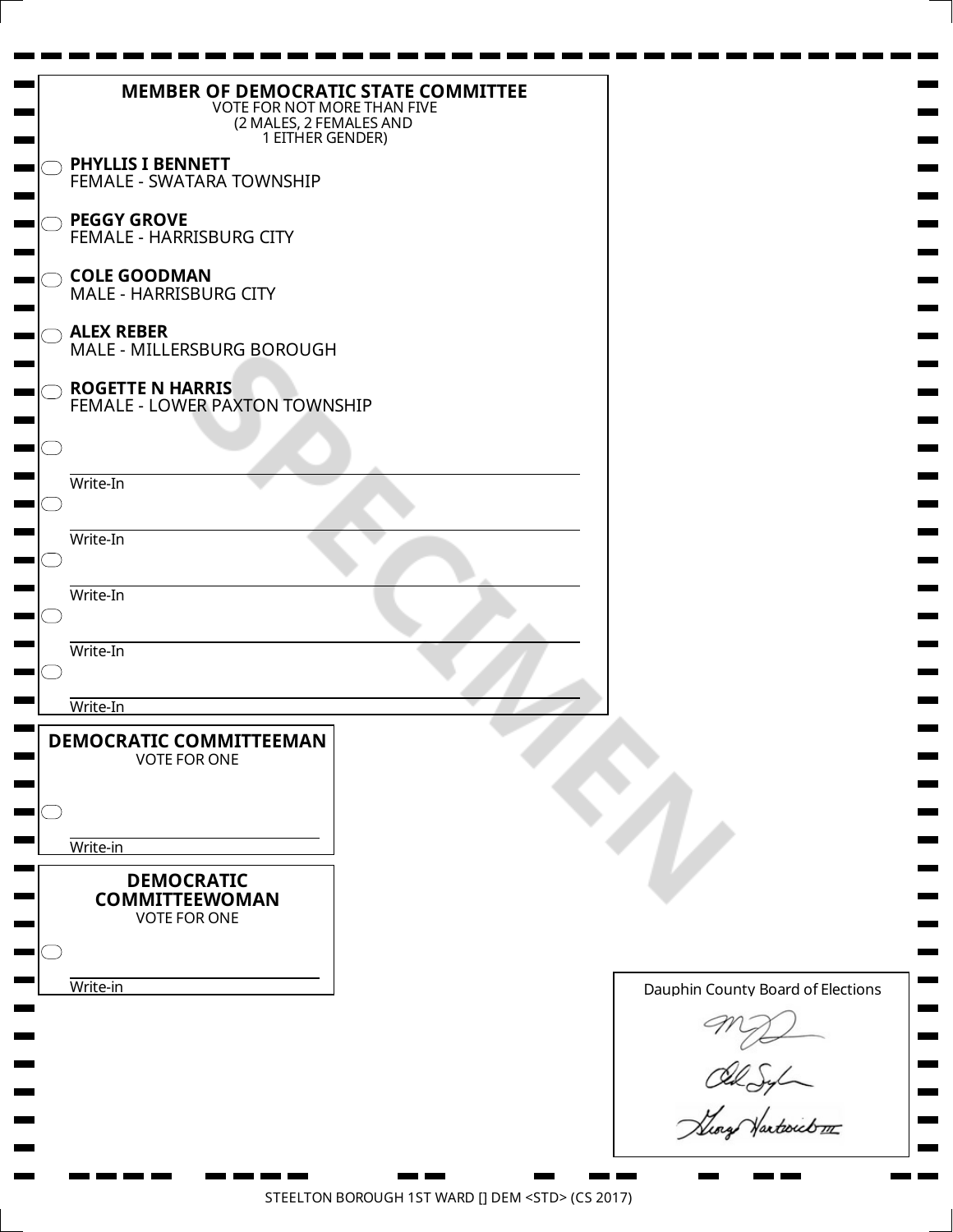## MEMBER OF DEMOCRATIC STATE COMMITTEE

VOTE FOR NOT MORE THAN FIVE
(2 MALES, 2 FEMALES AND
1 EITHER GENDER)

- **PHYLLIS I BENNETT**
  FEMALE - SWATARA TOWNSHIP
- **PEGGY GROVE**
  FEMALE - HARRISBURG CITY
- **COLE GOODMAN**
  MALE - HARRISBURG CITY
- **ALEX REBER**
  MALE - MILLERSBURG BOROUGH
- **ROGETTE N HARRIS**
  FEMALE - LOWER PAXTON TOWNSHIP
- Write-In
- Write-In
- Write-In
- Write-In
- Write-In

## DEMOCRATIC COMMITTEEMAN

VOTE FOR ONE

- Write-in

## DEMOCRATIC COMMITTEEWOMAN

VOTE FOR ONE

- Write-in

Dauphin County Board of Elections

SPECIMEN

STEELTON BOROUGH 1ST WARD [] DEM <STD> (CS 2017)